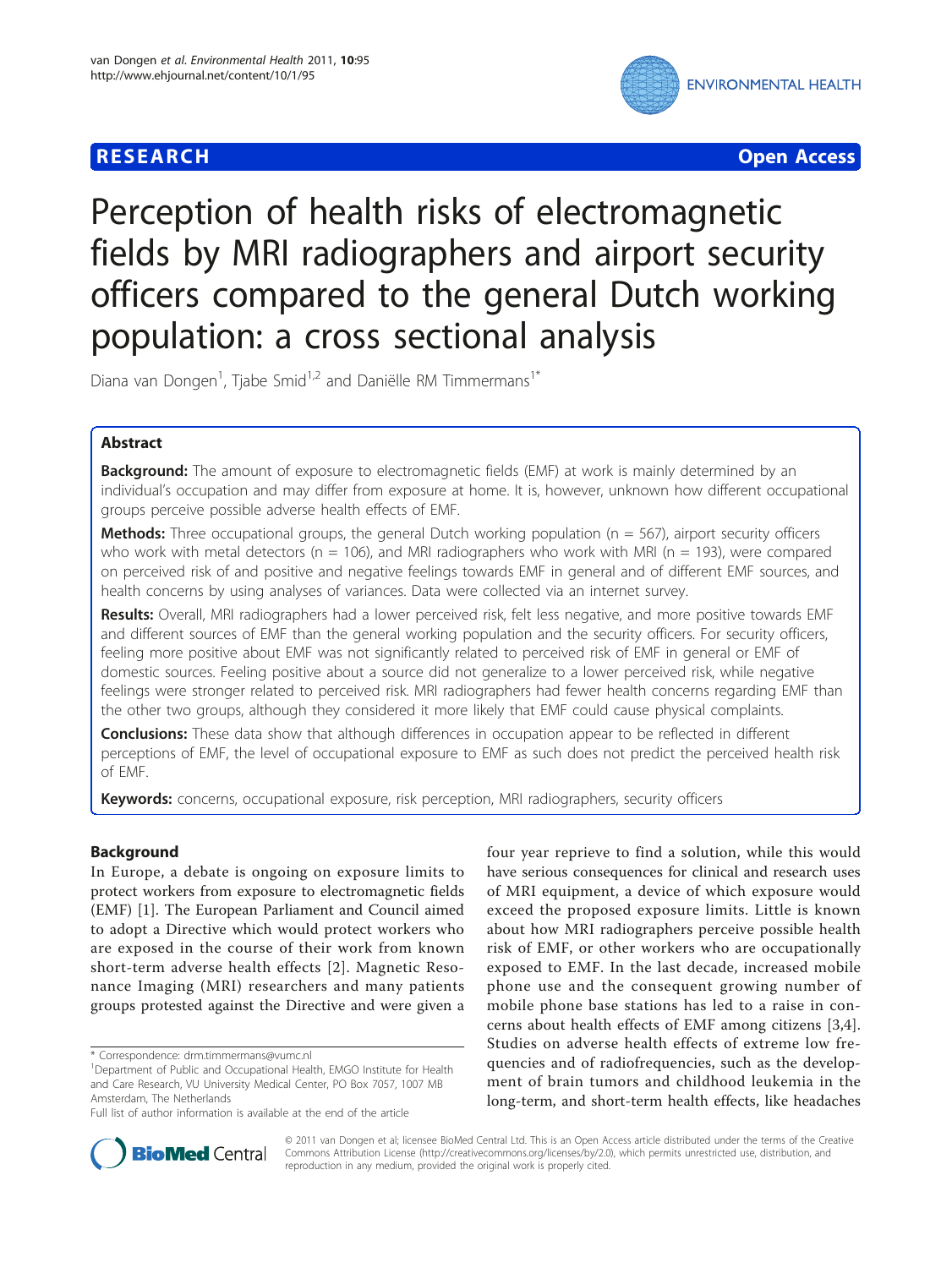**RESEARCH** **Open Access**

# Perception of health risks of electromagnetic fields by MRI radiographers and airport security officers compared to the general Dutch working population: a cross sectional analysis

Diana van Dongen[1], Tjabe Smid[1,2] and Daniëlle RM Timmermans[1*]

## Abstract

**Background:** The amount of exposure to electromagnetic fields (EMF) at work is mainly determined by an individual's occupation and may differ from exposure at home. It is, however, unknown how different occupational groups perceive possible adverse health effects of EMF.

**Methods:** Three occupational groups, the general Dutch working population (n = 567), airport security officers who work with metal detectors (n = 106), and MRI radiographers who work with MRI (n = 193), were compared on perceived risk of and positive and negative feelings towards EMF in general and of different EMF sources, and health concerns by using analyses of variances. Data were collected via an internet survey.

**Results:** Overall, MRI radiographers had a lower perceived risk, felt less negative, and more positive towards EMF and different sources of EMF than the general working population and the security officers. For security officers, feeling more positive about EMF was not significantly related to perceived risk of EMF in general or EMF of domestic sources. Feeling positive about a source did not generalize to a lower perceived risk, while negative feelings were stronger related to perceived risk. MRI radiographers had fewer health concerns regarding EMF than the other two groups, although they considered it more likely that EMF could cause physical complaints.

**Conclusions:** These data show that although differences in occupation appear to be reflected in different perceptions of EMF, the level of occupational exposure to EMF as such does not predict the perceived health risk of EMF.

**Keywords:** concerns, occupational exposure, risk perception, MRI radiographers, security officers

## Background

In Europe, a debate is ongoing on exposure limits to protect workers from exposure to electromagnetic fields (EMF) [1]. The European Parliament and Council aimed to adopt a Directive which would protect workers who are exposed in the course of their work from known short-term adverse health effects [2]. Magnetic Resonance Imaging (MRI) researchers and many patients groups protested against the Directive and were given a four year reprieve to find a solution, while this would have serious consequences for clinical and research uses of MRI equipment, a device of which exposure would exceed the proposed exposure limits. Little is known about how MRI radiographers perceive possible health risk of EMF, or other workers who are occupationally exposed to EMF. In the last decade, increased mobile phone use and the consequent growing number of mobile phone base stations has led to a raise in concerns about health effects of EMF among citizens [3,4]. Studies on adverse health effects of extreme low frequencies and of radiofrequencies, such as the development of brain tumors and childhood leukemia in the long-term, and short-term health effects, like headaches

\* Correspondence: drm.timmermans@vumc.nl
[1]Department of Public and Occupational Health, EMGO Institute for Health and Care Research, VU University Medical Center, PO Box 7057, 1007 MB Amsterdam, The Netherlands
Full list of author information is available at the end of the article

© 2011 van Dongen et al; licensee BioMed Central Ltd. This is an Open Access article distributed under the terms of the Creative Commons Attribution License (http://creativecommons.org/licenses/by/2.0), which permits unrestricted use, distribution, and reproduction in any medium, provided the original work is properly cited.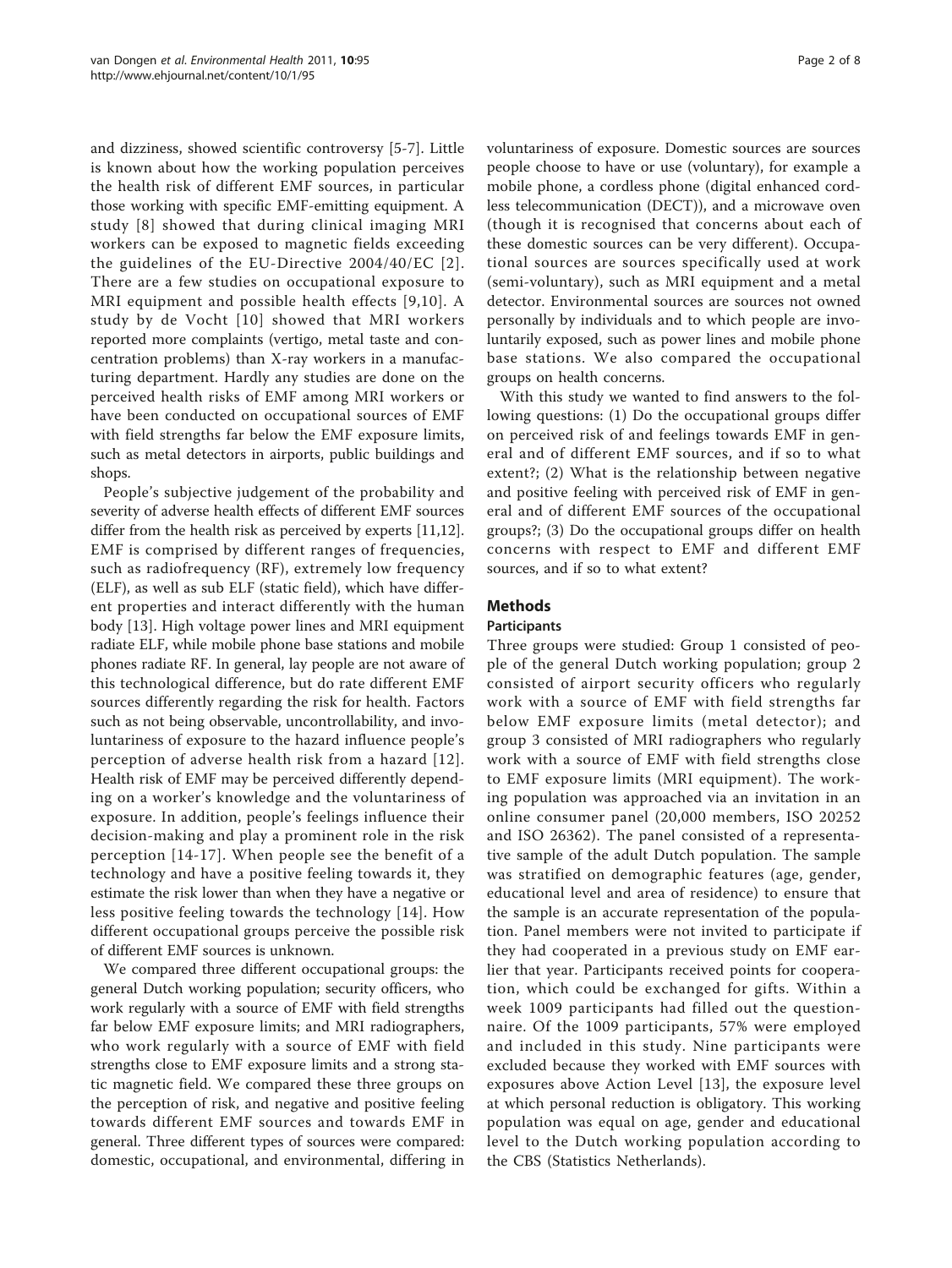and dizziness, showed scientific controversy [5-7]. Little is known about how the working population perceives the health risk of different EMF sources, in particular those working with specific EMF-emitting equipment. A study [8] showed that during clinical imaging MRI workers can be exposed to magnetic fields exceeding the guidelines of the EU-Directive 2004/40/EC [2]. There are a few studies on occupational exposure to MRI equipment and possible health effects [9,10]. A study by de Vocht [10] showed that MRI workers reported more complaints (vertigo, metal taste and concentration problems) than X-ray workers in a manufacturing department. Hardly any studies are done on the perceived health risks of EMF among MRI workers or have been conducted on occupational sources of EMF with field strengths far below the EMF exposure limits, such as metal detectors in airports, public buildings and shops.

People's subjective judgement of the probability and severity of adverse health effects of different EMF sources differ from the health risk as perceived by experts [11,12]. EMF is comprised by different ranges of frequencies, such as radiofrequency (RF), extremely low frequency (ELF), as well as sub ELF (static field), which have different properties and interact differently with the human body [13]. High voltage power lines and MRI equipment radiate ELF, while mobile phone base stations and mobile phones radiate RF. In general, lay people are not aware of this technological difference, but do rate different EMF sources differently regarding the risk for health. Factors such as not being observable, uncontrollability, and involuntariness of exposure to the hazard influence people's perception of adverse health risk from a hazard [12]. Health risk of EMF may be perceived differently depending on a worker's knowledge and the voluntariness of exposure. In addition, people's feelings influence their decision-making and play a prominent role in the risk perception [14-17]. When people see the benefit of a technology and have a positive feeling towards it, they estimate the risk lower than when they have a negative or less positive feeling towards the technology [14]. How different occupational groups perceive the possible risk of different EMF sources is unknown.

We compared three different occupational groups: the general Dutch working population; security officers, who work regularly with a source of EMF with field strengths far below EMF exposure limits; and MRI radiographers, who work regularly with a source of EMF with field strengths close to EMF exposure limits and a strong static magnetic field. We compared these three groups on the perception of risk, and negative and positive feeling towards different EMF sources and towards EMF in general. Three different types of sources were compared: domestic, occupational, and environmental, differing in voluntariness of exposure. Domestic sources are sources people choose to have or use (voluntary), for example a mobile phone, a cordless phone (digital enhanced cordless telecommunication (DECT)), and a microwave oven (though it is recognised that concerns about each of these domestic sources can be very different). Occupational sources are sources specifically used at work (semi-voluntary), such as MRI equipment and a metal detector. Environmental sources are sources not owned personally by individuals and to which people are involuntarily exposed, such as power lines and mobile phone base stations. We also compared the occupational groups on health concerns.

With this study we wanted to find answers to the following questions: (1) Do the occupational groups differ on perceived risk of and feelings towards EMF in general and of different EMF sources, and if so to what extent?; (2) What is the relationship between negative and positive feeling with perceived risk of EMF in general and of different EMF sources of the occupational groups?; (3) Do the occupational groups differ on health concerns with respect to EMF and different EMF sources, and if so to what extent?

## Methods

### Participants

Three groups were studied: Group 1 consisted of people of the general Dutch working population; group 2 consisted of airport security officers who regularly work with a source of EMF with field strengths far below EMF exposure limits (metal detector); and group 3 consisted of MRI radiographers who regularly work with a source of EMF with field strengths close to EMF exposure limits (MRI equipment). The working population was approached via an invitation in an online consumer panel (20,000 members, ISO 20252 and ISO 26362). The panel consisted of a representative sample of the adult Dutch population. The sample was stratified on demographic features (age, gender, educational level and area of residence) to ensure that the sample is an accurate representation of the population. Panel members were not invited to participate if they had cooperated in a previous study on EMF earlier that year. Participants received points for cooperation, which could be exchanged for gifts. Within a week 1009 participants had filled out the questionnaire. Of the 1009 participants, 57% were employed and included in this study. Nine participants were excluded because they worked with EMF sources with exposures above Action Level [13], the exposure level at which personal reduction is obligatory. This working population was equal on age, gender and educational level to the Dutch working population according to the CBS (Statistics Netherlands).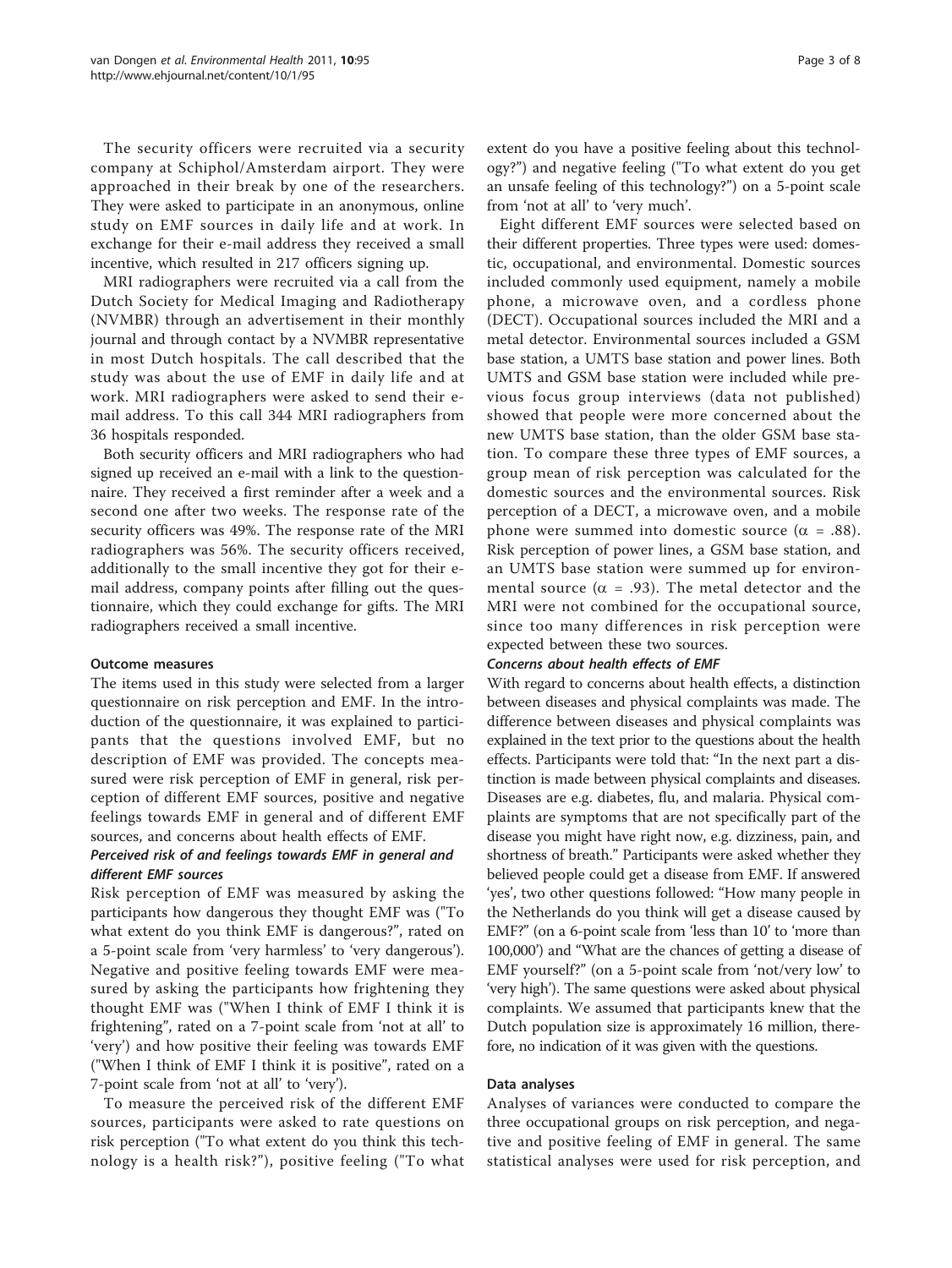The security officers were recruited via a security company at Schiphol/Amsterdam airport. They were approached in their break by one of the researchers. They were asked to participate in an anonymous, online study on EMF sources in daily life and at work. In exchange for their e-mail address they received a small incentive, which resulted in 217 officers signing up.

MRI radiographers were recruited via a call from the Dutch Society for Medical Imaging and Radiotherapy (NVMBR) through an advertisement in their monthly journal and through contact by a NVMBR representative in most Dutch hospitals. The call described that the study was about the use of EMF in daily life and at work. MRI radiographers were asked to send their e-mail address. To this call 344 MRI radiographers from 36 hospitals responded.

Both security officers and MRI radiographers who had signed up received an e-mail with a link to the questionnaire. They received a first reminder after a week and a second one after two weeks. The response rate of the security officers was 49%. The response rate of the MRI radiographers was 56%. The security officers received, additionally to the small incentive they got for their e-mail address, company points after filling out the questionnaire, which they could exchange for gifts. The MRI radiographers received a small incentive.

### Outcome measures

The items used in this study were selected from a larger questionnaire on risk perception and EMF. In the introduction of the questionnaire, it was explained to participants that the questions involved EMF, but no description of EMF was provided. The concepts measured were risk perception of EMF in general, risk perception of different EMF sources, positive and negative feelings towards EMF in general and of different EMF sources, and concerns about health effects of EMF.

#### *Perceived risk of and feelings towards EMF in general and different EMF sources*

Risk perception of EMF was measured by asking the participants how dangerous they thought EMF was ("To what extent do you think EMF is dangerous?", rated on a 5-point scale from 'very harmless' to 'very dangerous'). Negative and positive feeling towards EMF were measured by asking the participants how frightening they thought EMF was ("When I think of EMF I think it is frightening", rated on a 7-point scale from 'not at all' to 'very') and how positive their feeling was towards EMF ("When I think of EMF I think it is positive", rated on a 7-point scale from 'not at all' to 'very').

To measure the perceived risk of the different EMF sources, participants were asked to rate questions on risk perception ("To what extent do you think this technology is a health risk?"), positive feeling ("To what extent do you have a positive feeling about this technology?") and negative feeling ("To what extent do you get an unsafe feeling of this technology?") on a 5-point scale from 'not at all' to 'very much'.

Eight different EMF sources were selected based on their different properties. Three types were used: domestic, occupational, and environmental. Domestic sources included commonly used equipment, namely a mobile phone, a microwave oven, and a cordless phone (DECT). Occupational sources included the MRI and a metal detector. Environmental sources included a GSM base station, a UMTS base station and power lines. Both UMTS and GSM base station were included while previous focus group interviews (data not published) showed that people were more concerned about the new UMTS base station, than the older GSM base station. To compare these three types of EMF sources, a group mean of risk perception was calculated for the domestic sources and the environmental sources. Risk perception of a DECT, a microwave oven, and a mobile phone were summed into domestic source ($\alpha$ = .88). Risk perception of power lines, a GSM base station, and an UMTS base station were summed up for environmental source ($\alpha$ = .93). The metal detector and the MRI were not combined for the occupational source, since too many differences in risk perception were expected between these two sources.

#### *Concerns about health effects of EMF*

With regard to concerns about health effects, a distinction between diseases and physical complaints was made. The difference between diseases and physical complaints was explained in the text prior to the questions about the health effects. Participants were told that: "In the next part a distinction is made between physical complaints and diseases. Diseases are e.g. diabetes, flu, and malaria. Physical complaints are symptoms that are not specifically part of the disease you might have right now, e.g. dizziness, pain, and shortness of breath." Participants were asked whether they believed people could get a disease from EMF. If answered 'yes', two other questions followed: "How many people in the Netherlands do you think will get a disease caused by EMF?" (on a 6-point scale from 'less than 10' to 'more than 100,000') and "What are the chances of getting a disease of EMF yourself?" (on a 5-point scale from 'not/very low' to 'very high'). The same questions were asked about physical complaints. We assumed that participants knew that the Dutch population size is approximately 16 million, therefore, no indication of it was given with the questions.

### Data analyses

Analyses of variances were conducted to compare the three occupational groups on risk perception, and negative and positive feeling of EMF in general. The same statistical analyses were used for risk perception, and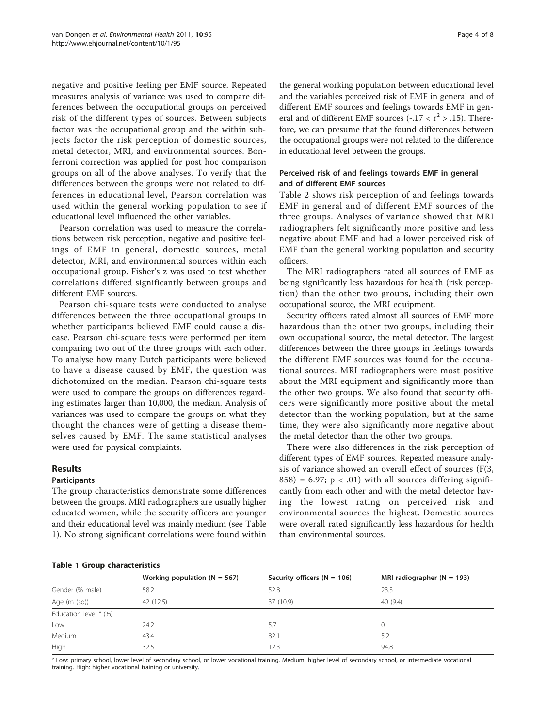negative and positive feeling per EMF source. Repeated measures analysis of variance was used to compare differences between the occupational groups on perceived risk of the different types of sources. Between subjects factor was the occupational group and the within subjects factor the risk perception of domestic sources, metal detector, MRI, and environmental sources. Bonferroni correction was applied for post hoc comparison groups on all of the above analyses. To verify that the differences between the groups were not related to differences in educational level, Pearson correlation was used within the general working population to see if educational level influenced the other variables.

Pearson correlation was used to measure the correlations between risk perception, negative and positive feelings of EMF in general, domestic sources, metal detector, MRI, and environmental sources within each occupational group. Fisher's z was used to test whether correlations differed significantly between groups and different EMF sources.

Pearson chi-square tests were conducted to analyse differences between the three occupational groups in whether participants believed EMF could cause a disease. Pearson chi-square tests were performed per item comparing two out of the three groups with each other. To analyse how many Dutch participants were believed to have a disease caused by EMF, the question was dichotomized on the median. Pearson chi-square tests were used to compare the groups on differences regarding estimates larger than 10,000, the median. Analysis of variances was used to compare the groups on what they thought the chances were of getting a disease themselves caused by EMF. The same statistical analyses were used for physical complaints.

## Results

### Participants

The group characteristics demonstrate some differences between the groups. MRI radiographers are usually higher educated women, while the security officers are younger and their educational level was mainly medium (see Table 1). No strong significant correlations were found within the general working population between educational level and the variables perceived risk of EMF in general and of different EMF sources and feelings towards EMF in general and of different EMF sources ($-.17 < r^2 > .15$). Therefore, we can presume that the found differences between the occupational groups were not related to the difference in educational level between the groups.

### Perceived risk of and feelings towards EMF in general and of different EMF sources

Table 2 shows risk perception of and feelings towards EMF in general and of different EMF sources of the three groups. Analyses of variance showed that MRI radiographers felt significantly more positive and less negative about EMF and had a lower perceived risk of EMF than the general working population and security officers.

The MRI radiographers rated all sources of EMF as being significantly less hazardous for health (risk perception) than the other two groups, including their own occupational source, the MRI equipment.

Security officers rated almost all sources of EMF more hazardous than the other two groups, including their own occupational source, the metal detector. The largest differences between the three groups in feelings towards the different EMF sources was found for the occupational sources. MRI radiographers were most positive about the MRI equipment and significantly more than the other two groups. We also found that security officers were significantly more positive about the metal detector than the working population, but at the same time, they were also significantly more negative about the metal detector than the other two groups.

There were also differences in the risk perception of different types of EMF sources. Repeated measure analysis of variance showed an overall effect of sources ($F(3, 858) = 6.97$; $p < .01$) with all sources differing significantly from each other and with the metal detector having the lowest rating on perceived risk and environmental sources the highest. Domestic sources were overall rated significantly less hazardous for health than environmental sources.

**Table 1 Group characteristics**

| | Working population (N = 567) | Security officers (N = 106) | MRI radiographer (N = 193) |
|---|---|---|---|
| Gender (% male) | 58.2 | 52.8 | 23.3 |
| Age (m (sd)) | 42 (12.5) | 37 (10.9) | 40 (9.4) |
| Education level ° (%) | | | |
| Low | 24.2 | 5.7 | 0 |
| Medium | 43.4 | 82.1 | 5.2 |
| High | 32.5 | 12.3 | 94.8 |

° Low: primary school, lower level of secondary school, or lower vocational training. Medium: higher level of secondary school, or intermediate vocational training. High: higher vocational training or university.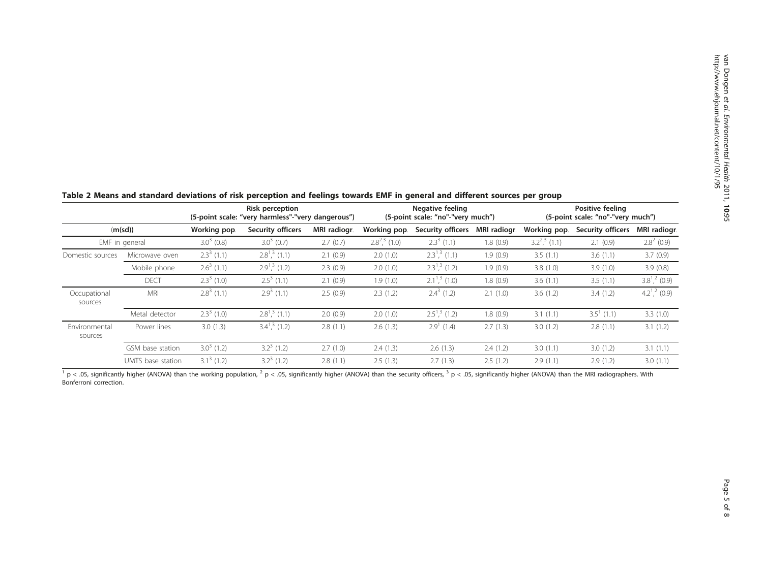**Table 2 Means and standard deviations of risk perception and feelings towards EMF in general and different sources per group**

| (m(sd)) | | Risk perception (5-point scale: "very harmless"-"very dangerous") | | | Negative feeling (5-point scale: "no"-"very much") | | | Positive feeling (5-point scale: "no"-"very much") | | |
|---|---|---|---|---|---|---|---|---|---|---|
| | | Working pop. | Security officers | MRI radiogr. | Working pop. | Security officers | MRI radiogr. | Working pop. | Security officers | MRI radiogr. |
| EMF in general | | $3.0^{3}$ (0.8) | $3.0^{3}$ (0.7) | 2.7 (0.7) | $2.8^{2,3}$ (1.0) | $2.3^{3}$ (1.1) | 1.8 (0.9) | $3.2^{2,3}$ (1.1) | 2.1 (0.9) | $2.8^{2}$ (0.9) |
| Domestic sources | Microwave oven | $2.3^{3}$ (1.1) | $2.8^{1,3}$ (1.1) | 2.1 (0.9) | 2.0 (1.0) | $2.3^{1,3}$ (1.1) | 1.9 (0.9) | 3.5 (1.1) | 3.6 (1.1) | 3.7 (0.9) |
| | Mobile phone | $2.6^{3}$ (1.1) | $2.9^{1,3}$ (1.2) | 2.3 (0.9) | 2.0 (1.0) | $2.3^{1,3}$ (1.2) | 1.9 (0.9) | 3.8 (1.0) | 3.9 (1.0) | 3.9 (0.8) |
| | DECT | $2.3^{3}$ (1.0) | $2.5^{3}$ (1.1) | 2.1 (0.9) | 1.9 (1.0) | $2.1^{1,3}$ (1.0) | 1.8 (0.9) | 3.6 (1.1) | 3.5 (1.1) | $3.8^{1,2}$ (0.9) |
| Occupational sources | MRI | $2.8^{3}$ (1.1) | $2.9^{3}$ (1.1) | 2.5 (0.9) | 2.3 (1.2) | $2.4^{3}$ (1.2) | 2.1 (1.0) | 3.6 (1.2) | 3.4 (1.2) | $4.2^{1,2}$ (0.9) |
| | Metal detector | $2.3^{3}$ (1.0) | $2.8^{1,3}$ (1.1) | 2.0 (0.9) | 2.0 (1.0) | $2.5^{1,3}$ (1.2) | 1.8 (0.9) | 3.1 (1.1) | $3.5^{1}$ (1.1) | 3.3 (1.0) |
| Environmental sources | Power lines | 3.0 (1.3) | $3.4^{1,3}$ (1.2) | 2.8 (1.1) | 2.6 (1.3) | $2.9^{1}$ (1.4) | 2.7 (1.3) | 3.0 (1.2) | 2.8 (1.1) | 3.1 (1.2) |
| | GSM base station | $3.0^{3}$ (1.2) | $3.2^{3}$ (1.2) | 2.7 (1.0) | 2.4 (1.3) | 2.6 (1.3) | 2.4 (1.2) | 3.0 (1.1) | 3.0 (1.2) | 3.1 (1.1) |
| | UMTS base station | $3.1^{3}$ (1.2) | $3.2^{3}$ (1.2) | 2.8 (1.1) | 2.5 (1.3) | 2.7 (1.3) | 2.5 (1.2) | 2.9 (1.1) | 2.9 (1.2) | 3.0 (1.1) |

[1] $p < .05$, significantly higher (ANOVA) than the working population, [2] $p < .05$, significantly higher (ANOVA) than the security officers, [3] $p < .05$, significantly higher (ANOVA) than the MRI radiographers. With Bonferroni correction.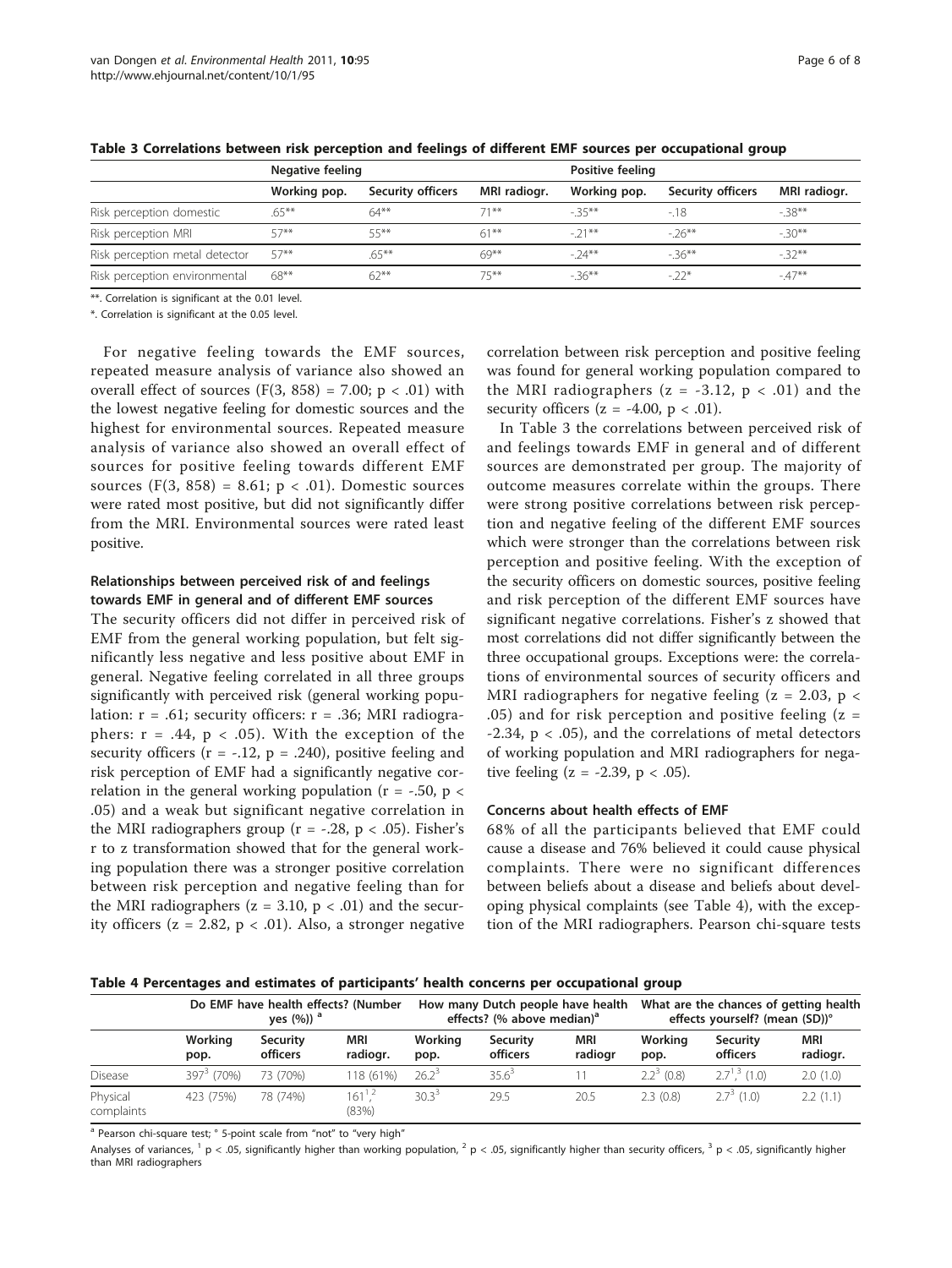**Table 3 Correlations between risk perception and feelings of different EMF sources per occupational group**

| | Negative feeling | | | Positive feeling | | |
|---|---|---|---|---|---|---|
| | Working pop. | Security officers | MRI radiogr. | Working pop. | Security officers | MRI radiogr. |
| Risk perception domestic | .65** | 64** | 71** | -.35** | -.18 | -.38** |
| Risk perception MRI | 57** | 55** | 61** | -.21** | -.26** | -.30** |
| Risk perception metal detector | 57** | .65** | 69** | -.24** | -.36** | -.32** |
| Risk perception environmental | 68** | 62** | 75** | -.36** | -.22* | -.47** |

**. Correlation is significant at the 0.01 level.

*. Correlation is significant at the 0.05 level.

For negative feeling towards the EMF sources, repeated measure analysis of variance also showed an overall effect of sources ($F(3, 858) = 7.00$; $p < .01$) with the lowest negative feeling for domestic sources and the highest for environmental sources. Repeated measure analysis of variance also showed an overall effect of sources for positive feeling towards different EMF sources ($F(3, 858) = 8.61$; $p < .01$). Domestic sources were rated most positive, but did not significantly differ from the MRI. Environmental sources were rated least positive.

### Relationships between perceived risk of and feelings towards EMF in general and of different EMF sources

The security officers did not differ in perceived risk of EMF from the general working population, but felt significantly less negative and less positive about EMF in general. Negative feeling correlated in all three groups significantly with perceived risk (general working population: $r = .61$; security officers: $r = .36$; MRI radiographers: $r = .44$, $p < .05$). With the exception of the security officers ($r = -.12$, $p = .240$), positive feeling and risk perception of EMF had a significantly negative correlation in the general working population ($r = -.50$, $p < .05$) and a weak but significant negative correlation in the MRI radiographers group ($r = -.28$, $p < .05$). Fisher's r to z transformation showed that for the general working population there was a stronger positive correlation between risk perception and negative feeling than for the MRI radiographers ($z = 3.10$, $p < .01$) and the security officers ($z = 2.82$, $p < .01$). Also, a stronger negative correlation between risk perception and positive feeling was found for general working population compared to the MRI radiographers ($z = -3.12$, $p < .01$) and the security officers ($z = -4.00$, $p < .01$).

In Table 3 the correlations between perceived risk of and feelings towards EMF in general and of different sources are demonstrated per group. The majority of outcome measures correlate within the groups. There were strong positive correlations between risk perception and negative feeling of the different EMF sources which were stronger than the correlations between risk perception and positive feeling. With the exception of the security officers on domestic sources, positive feeling and risk perception of the different EMF sources have significant negative correlations. Fisher's z showed that most correlations did not differ significantly between the three occupational groups. Exceptions were: the correlations of environmental sources of security officers and MRI radiographers for negative feeling ($z = 2.03$, $p < .05$) and for risk perception and positive feeling ($z = -2.34$, $p < .05$), and the correlations of metal detectors of working population and MRI radiographers for negative feeling ($z = -2.39$, $p < .05$).

### Concerns about health effects of EMF

68% of all the participants believed that EMF could cause a disease and 76% believed it could cause physical complaints. There were no significant differences between beliefs about a disease and beliefs about developing physical complaints (see Table 4), with the exception of the MRI radiographers. Pearson chi-square tests

**Table 4 Percentages and estimates of participants' health concerns per occupational group**

| | Do EMF have health effects? (Number yes (%)) [a] | | | How many Dutch people have health effects? (% above median)[a] | | | What are the chances of getting health effects yourself? (mean (SD))° | | |
|---|---|---|---|---|---|---|---|---|---|
| | Working pop. | Security officers | MRI radiogr. | Working pop. | Security officers | MRI radiogr | Working pop. | Security officers | MRI radiogr. |
| Disease | 397[3] (70%) | 73 (70%) | 118 (61%) | 26.2[3] | 35.6[3] | 11 | 2.2[3] (0.8) | 2.7[1,3] (1.0) | 2.0 (1.0) |
| Physical complaints | 423 (75%) | 78 (74%) | 161[1,2] (83%) | 30.3[3] | 29.5 | 20.5 | 2.3 (0.8) | 2.7[3] (1.0) | 2.2 (1.1) |

[a] Pearson chi-square test; ° 5-point scale from "not" to "very high"

Analyses of variances, [1] p < .05, significantly higher than working population, [2] p < .05, significantly higher than security officers, [3] p < .05, significantly higher than MRI radiographers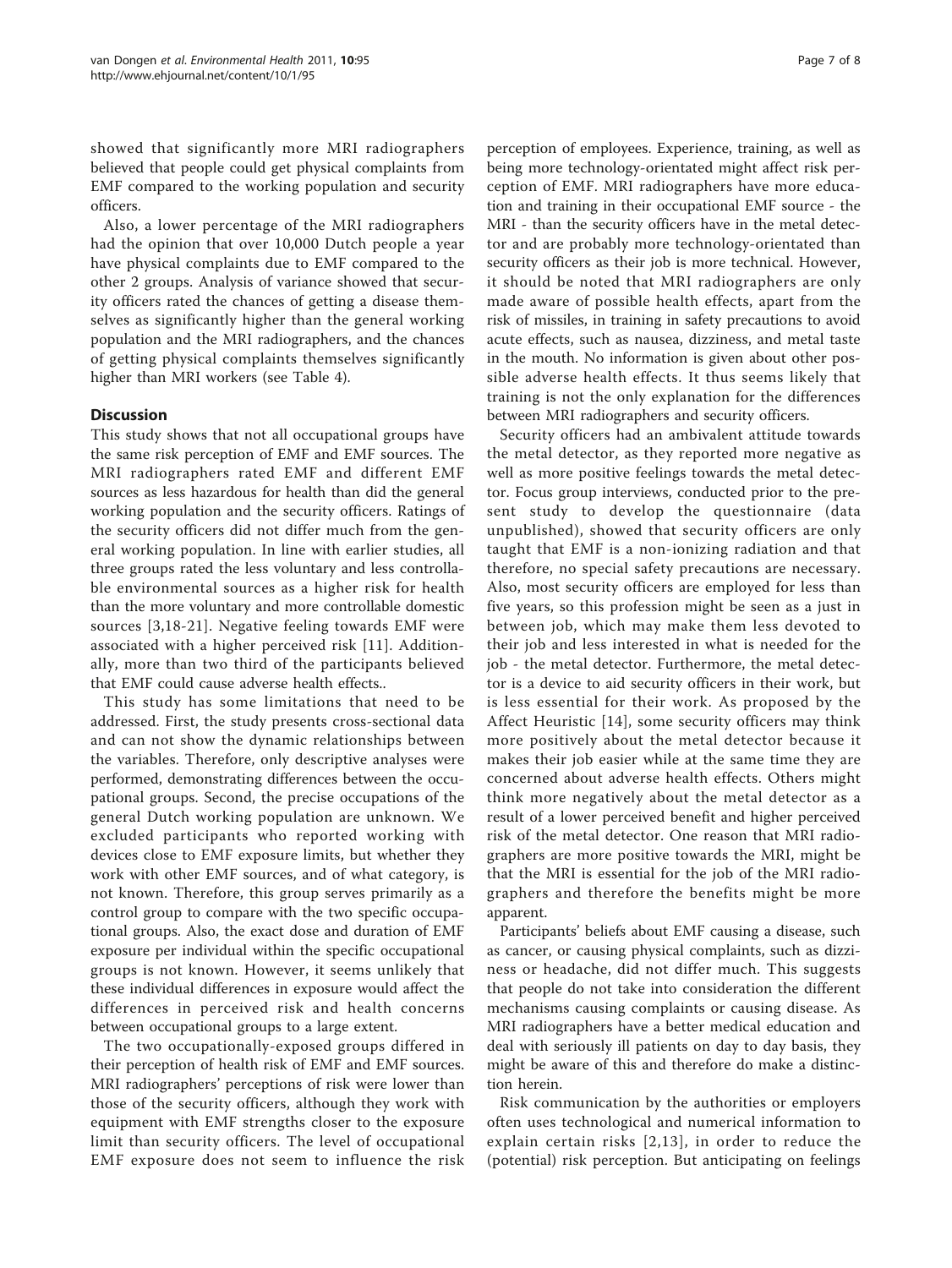showed that significantly more MRI radiographers believed that people could get physical complaints from EMF compared to the working population and security officers.

Also, a lower percentage of the MRI radiographers had the opinion that over 10,000 Dutch people a year have physical complaints due to EMF compared to the other 2 groups. Analysis of variance showed that security officers rated the chances of getting a disease themselves as significantly higher than the general working population and the MRI radiographers, and the chances of getting physical complaints themselves significantly higher than MRI workers (see Table 4).

## Discussion

This study shows that not all occupational groups have the same risk perception of EMF and EMF sources. The MRI radiographers rated EMF and different EMF sources as less hazardous for health than did the general working population and the security officers. Ratings of the security officers did not differ much from the general working population. In line with earlier studies, all three groups rated the less voluntary and less controllable environmental sources as a higher risk for health than the more voluntary and more controllable domestic sources [3,18-21]. Negative feeling towards EMF were associated with a higher perceived risk [11]. Additionally, more than two third of the participants believed that EMF could cause adverse health effects..

This study has some limitations that need to be addressed. First, the study presents cross-sectional data and can not show the dynamic relationships between the variables. Therefore, only descriptive analyses were performed, demonstrating differences between the occupational groups. Second, the precise occupations of the general Dutch working population are unknown. We excluded participants who reported working with devices close to EMF exposure limits, but whether they work with other EMF sources, and of what category, is not known. Therefore, this group serves primarily as a control group to compare with the two specific occupational groups. Also, the exact dose and duration of EMF exposure per individual within the specific occupational groups is not known. However, it seems unlikely that these individual differences in exposure would affect the differences in perceived risk and health concerns between occupational groups to a large extent.

The two occupationally-exposed groups differed in their perception of health risk of EMF and EMF sources. MRI radiographers' perceptions of risk were lower than those of the security officers, although they work with equipment with EMF strengths closer to the exposure limit than security officers. The level of occupational EMF exposure does not seem to influence the risk perception of employees. Experience, training, as well as being more technology-orientated might affect risk perception of EMF. MRI radiographers have more education and training in their occupational EMF source - the MRI - than the security officers have in the metal detector and are probably more technology-orientated than security officers as their job is more technical. However, it should be noted that MRI radiographers are only made aware of possible health effects, apart from the risk of missiles, in training in safety precautions to avoid acute effects, such as nausea, dizziness, and metal taste in the mouth. No information is given about other possible adverse health effects. It thus seems likely that training is not the only explanation for the differences between MRI radiographers and security officers.

Security officers had an ambivalent attitude towards the metal detector, as they reported more negative as well as more positive feelings towards the metal detector. Focus group interviews, conducted prior to the present study to develop the questionnaire (data unpublished), showed that security officers are only taught that EMF is a non-ionizing radiation and that therefore, no special safety precautions are necessary. Also, most security officers are employed for less than five years, so this profession might be seen as a just in between job, which may make them less devoted to their job and less interested in what is needed for the job - the metal detector. Furthermore, the metal detector is a device to aid security officers in their work, but is less essential for their work. As proposed by the Affect Heuristic [14], some security officers may think more positively about the metal detector because it makes their job easier while at the same time they are concerned about adverse health effects. Others might think more negatively about the metal detector as a result of a lower perceived benefit and higher perceived risk of the metal detector. One reason that MRI radiographers are more positive towards the MRI, might be that the MRI is essential for the job of the MRI radiographers and therefore the benefits might be more apparent.

Participants' beliefs about EMF causing a disease, such as cancer, or causing physical complaints, such as dizziness or headache, did not differ much. This suggests that people do not take into consideration the different mechanisms causing complaints or causing disease. As MRI radiographers have a better medical education and deal with seriously ill patients on day to day basis, they might be aware of this and therefore do make a distinction herein.

Risk communication by the authorities or employers often uses technological and numerical information to explain certain risks [2,13], in order to reduce the (potential) risk perception. But anticipating on feelings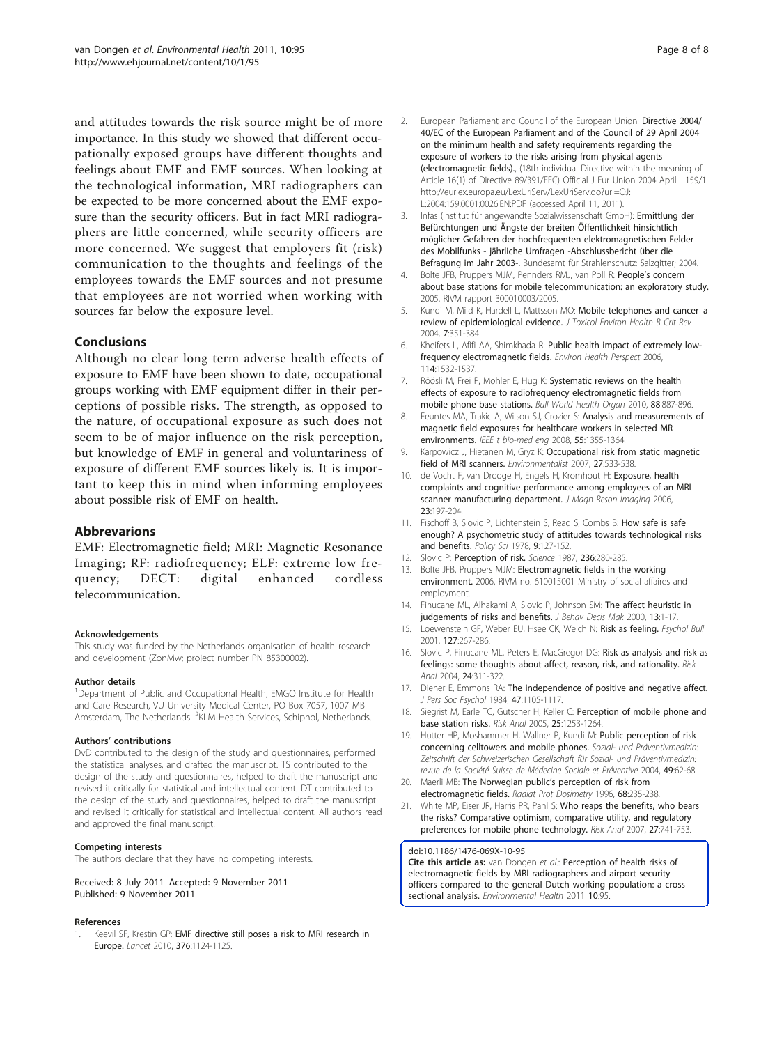and attitudes towards the risk source might be of more importance. In this study we showed that different occupationally exposed groups have different thoughts and feelings about EMF and EMF sources. When looking at the technological information, MRI radiographers can be expected to be more concerned about the EMF exposure than the security officers. But in fact MRI radiographers are little concerned, while security officers are more concerned. We suggest that employers fit (risk) communication to the thoughts and feelings of the employees towards the EMF sources and not presume that employees are not worried when working with sources far below the exposure level.

## Conclusions

Although no clear long term adverse health effects of exposure to EMF have been shown to date, occupational groups working with EMF equipment differ in their perceptions of possible risks. The strength, as opposed to the nature, of occupational exposure as such does not seem to be of major influence on the risk perception, but knowledge of EMF in general and voluntariness of exposure of different EMF sources likely is. It is important to keep this in mind when informing employees about possible risk of EMF on health.

## Abbrevarions

EMF: Electromagnetic field; MRI: Magnetic Resonance Imaging; RF: radiofrequency; ELF: extreme low frequency; DECT: digital enhanced cordless telecommunication.

#### Acknowledgements

This study was funded by the Netherlands organisation of health research and development (ZonMw; project number PN 85300002).

#### Author details

[1]Department of Public and Occupational Health, EMGO Institute for Health and Care Research, VU University Medical Center, PO Box 7057, 1007 MB Amsterdam, The Netherlands. [2]KLM Health Services, Schiphol, Netherlands.

#### Authors' contributions

DvD contributed to the design of the study and questionnaires, performed the statistical analyses, and drafted the manuscript. TS contributed to the design of the study and questionnaires, helped to draft the manuscript and revised it critically for statistical and intellectual content. DT contributed to the design of the study and questionnaires, helped to draft the manuscript and revised it critically for statistical and intellectual content. All authors read and approved the final manuscript.

#### Competing interests

The authors declare that they have no competing interests.

Received: 8 July 2011 Accepted: 9 November 2011
Published: 9 November 2011

#### References

1. Keevil SF, Krestin GP: **EMF directive still poses a risk to MRI research in Europe.** *Lancet* 2010, **376**:1124-1125.
2. European Parliament and Council of the European Union: **Directive 2004/40/EC of the European Parliament and of the Council of 29 April 2004 on the minimum health and safety requirements regarding the exposure of workers to the risks arising from physical agents (electromagnetic fields).**, (18th individual Directive within the meaning of Article 16(1) of Directive 89/391/EEC) Official J Eur Union 2004 April. L159/1. http://eurlex.europa.eu/LexUriServ/LexUriServ.do?uri=OJ:L:2004:159:0001:0026:EN:PDF (accessed April 11, 2011).
3. Infas (Institut für angewandte Sozialwissenschaft GmbH): **Ermittlung der Befürchtungen und Ängste der breiten Öffentlichkeit hinsichtlich möglicher Gefahren der hochfrequenten elektromagnetischen Felder des Mobilfunks - jährliche Umfragen -Abschlussbericht über die Befragung im Jahr 2003-.** Bundesamt für Strahlenschutz: Salzgitter; 2004.
4. Bolte JFB, Pruppers MJM, Pennders RMJ, van Poll R: **People's concern about base stations for mobile telecommunication: an exploratory study.** 2005, RIVM rapport 300010003/2005.
5. Kundi M, Mild K, Hardell L, Mattsson MO: **Mobile telephones and cancer–a review of epidemiological evidence.** *J Toxicol Environ Health B Crit Rev* 2004, **7**:351-384.
6. Kheifets L, Afifi AA, Shimkhada R: **Public health impact of extremely low-frequency electromagnetic fields.** *Environ Health Perspect* 2006, **114**:1532-1537.
7. Röösli M, Frei P, Mohler E, Hug K: **Systematic reviews on the health effects of exposure to radiofrequency electromagnetic fields from mobile phone base stations.** *Bull World Health Organ* 2010, **88**:887-896.
8. Feuntes MA, Trakic A, Wilson SJ, Crozier S: **Analysis and measurements of magnetic field exposures for healthcare workers in selected MR environments.** *IEEE t bio-med eng* 2008, **55**:1355-1364.
9. Karpowicz J, Hietanen M, Gryz K: **Occupational risk from static magnetic field of MRI scanners.** *Environmentalist* 2007, **27**:533-538.
10. de Vocht F, van Drooge H, Engels H, Kromhout H: **Exposure, health complaints and cognitive performance among employees of an MRI scanner manufacturing department.** *J Magn Reson Imaging* 2006, **23**:197-204.
11. Fischoff B, Slovic P, Lichtenstein S, Read S, Combs B: **How safe is safe enough? A psychometric study of attitudes towards technological risks and benefits.** *Policy Sci* 1978, **9**:127-152.
12. Slovic P: **Perception of risk.** *Science* 1987, **236**:280-285.
13. Bolte JFB, Pruppers MJM: **Electromagnetic fields in the working environment.** 2006, RIVM no. 610015001 Ministry of social affaires and employment.
14. Finucane ML, Alhakami A, Slovic P, Johnson SM: **The affect heuristic in judgements of risks and benefits.** *J Behav Decis Mak* 2000, **13**:1-17.
15. Loewenstein GF, Weber EU, Hsee CK, Welch N: **Risk as feeling.** *Psychol Bull* 2001, **127**:267-286.
16. Slovic P, Finucane ML, Peters E, MacGregor DG: **Risk as analysis and risk as feelings: some thoughts about affect, reason, risk, and rationality.** *Risk Anal* 2004, **24**:311-322.
17. Diener E, Emmons RA: **The independence of positive and negative affect.** *J Pers Soc Psychol* 1984, **47**:1105-1117.
18. Siegrist M, Earle TC, Gutscher H, Keller C: **Perception of mobile phone and base station risks.** *Risk Anal* 2005, **25**:1253-1264.
19. Hutter HP, Moshammer H, Wallner P, Kundi M: **Public perception of risk concerning celltowers and mobile phones.** *Sozial- und Präventivmedizin: Zeitschrift der Schweizerischen Gesellschaft für Sozial- und Präventivmedizin: revue de la Société Suisse de Médecine Sociale et Préventive* 2004, **49**:62-68.
20. Maerli MB: **The Norwegian public's perception of risk from electromagnetic fields.** *Radiat Prot Dosimetry* 1996, **68**:235-238.
21. White MP, Eiser JR, Harris PR, Pahl S: **Who reaps the benefits, who bears the risks? Comparative optimism, comparative utility, and regulatory preferences for mobile phone technology.** *Risk Anal* 2007, **27**:741-753.

doi:10.1186/1476-069X-10-95

**Cite this article as:** van Dongen et al.: Perception of health risks of electromagnetic fields by MRI radiographers and airport security officers compared to the general Dutch working population: a cross sectional analysis. *Environmental Health* 2011 **10**:95.